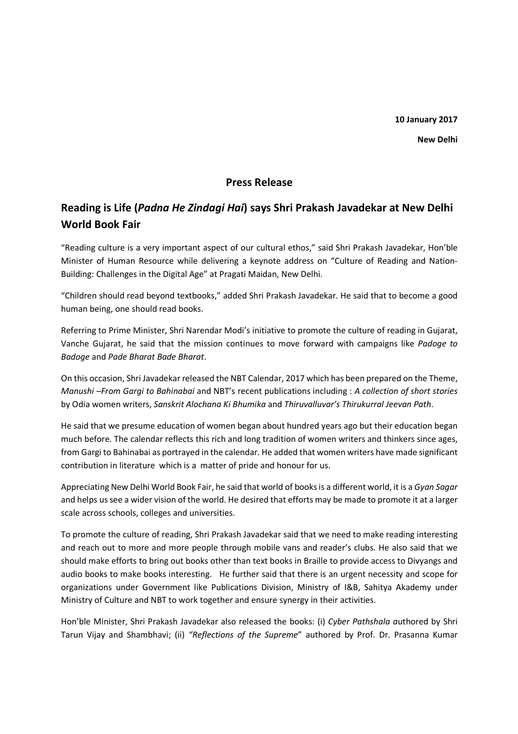**10 January 2017**

**New Delhi**

## Press Release

## Reading is Life (*Padna He Zindagi Hai*) says Shri Prakash Javadekar at New Delhi World Book Fair

"Reading culture is a very important aspect of our cultural ethos," said Shri Prakash Javadekar, Hon'ble Minister of Human Resource while delivering a keynote address on "Culture of Reading and Nation-Building: Challenges in the Digital Age" at Pragati Maidan, New Delhi.

"Children should read beyond textbooks," added Shri Prakash Javadekar. He said that to become a good human being, one should read books.

Referring to Prime Minister, Shri Narendar Modi's initiative to promote the culture of reading in Gujarat, Vanche Gujarat, he said that the mission continues to move forward with campaigns like *Padoge to Badoge* and *Pade Bharat Bade Bharat*.

On this occasion, Shri Javadekar released the NBT Calendar, 2017 which has been prepared on the Theme, *Manushi –From Gargi to Bahinabai* and NBT's recent publications including : *A collection of short stories* by Odia women writers, *Sanskrit Alochana Ki Bhumika* and *Thiruvalluvar's Thirukurral Jeevan Path*.

He said that we presume education of women began about hundred years ago but their education began much before. The calendar reflects this rich and long tradition of women writers and thinkers since ages, from Gargi to Bahinabai as portrayed in the calendar. He added that women writers have made significant contribution in literature which is a matter of pride and honour for us.

Appreciating New Delhi World Book Fair, he said that world of books is a different world, it is a *Gyan Sagar* and helps us see a wider vision of the world. He desired that efforts may be made to promote it at a larger scale across schools, colleges and universities.

To promote the culture of reading, Shri Prakash Javadekar said that we need to make reading interesting and reach out to more and more people through mobile vans and reader's clubs. He also said that we should make efforts to bring out books other than text books in Braille to provide access to Divyangs and audio books to make books interesting. He further said that there is an urgent necessity and scope for organizations under Government like Publications Division, Ministry of I&B, Sahitya Akademy under Ministry of Culture and NBT to work together and ensure synergy in their activities.

Hon'ble Minister, Shri Prakash Javadekar also released the books: (i) *Cyber Pathshala a*uthored by Shri Tarun Vijay and Shambhavi; (ii) *"Reflections of the Supreme*" authored by Prof. Dr. Prasanna Kumar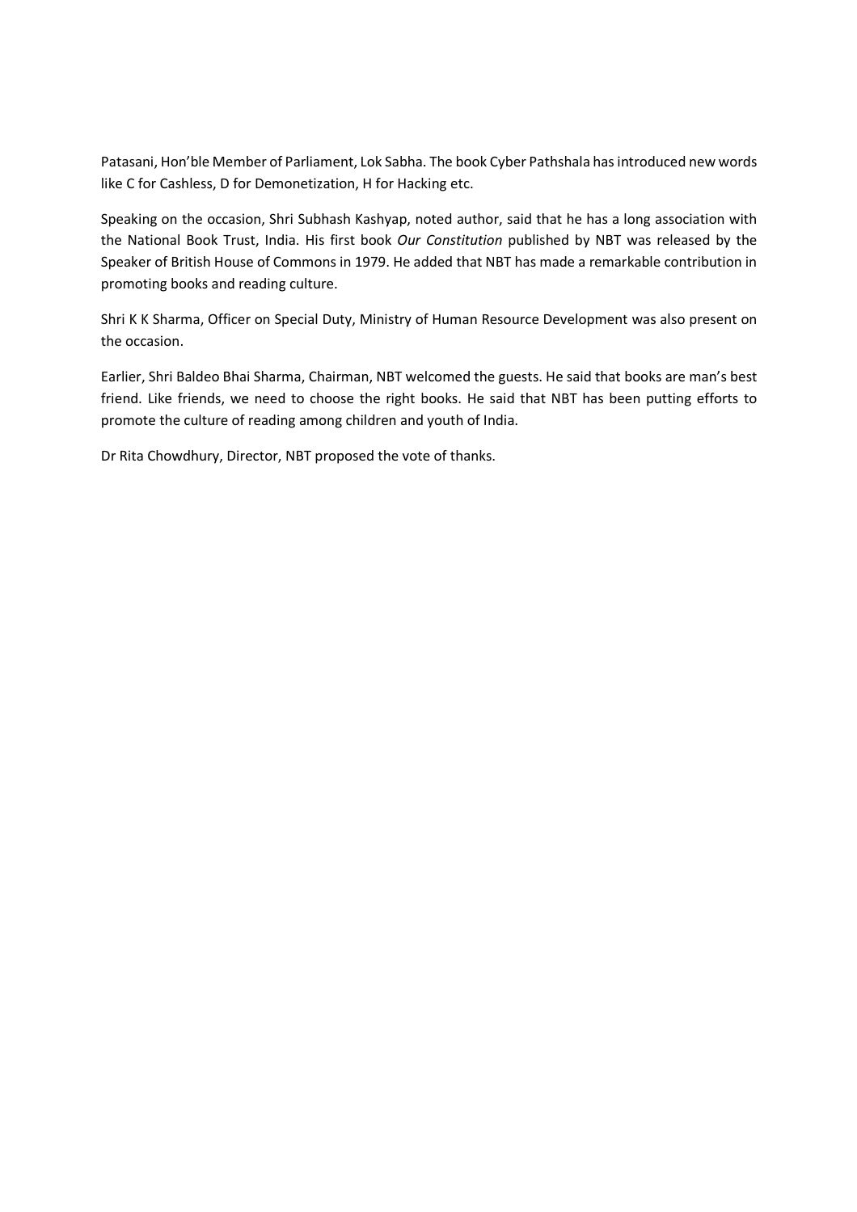Patasani, Hon'ble Member of Parliament, Lok Sabha. The book Cyber Pathshala has introduced new words like C for Cashless, D for Demonetization, H for Hacking etc.

Speaking on the occasion, Shri Subhash Kashyap, noted author, said that he has a long association with the National Book Trust, India. His first book *Our Constitution* published by NBT was released by the Speaker of British House of Commons in 1979. He added that NBT has made a remarkable contribution in promoting books and reading culture.

Shri K K Sharma, Officer on Special Duty, Ministry of Human Resource Development was also present on the occasion.

Earlier, Shri Baldeo Bhai Sharma, Chairman, NBT welcomed the guests. He said that books are man's best friend. Like friends, we need to choose the right books. He said that NBT has been putting efforts to promote the culture of reading among children and youth of India.

Dr Rita Chowdhury, Director, NBT proposed the vote of thanks.